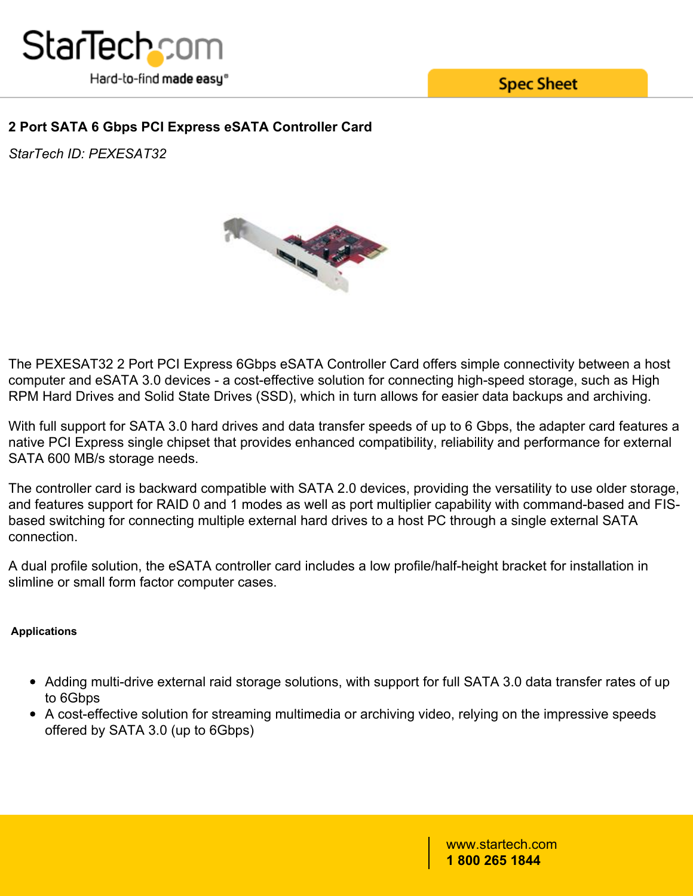Spec Sheet

# 2 Port SATA 6 Gbps PCI Express eSATA Controller Card

*StarTech ID: PEXESAT32*

The PEXESAT32 2 Port PCI Express 6Gbps eSATA Controller Card offers simple connectivity between a host computer and eSATA 3.0 devices - a cost-effective solution for connecting high-speed storage, such as High RPM Hard Drives and Solid State Drives (SSD), which in turn allows for easier data backups and archiving.

With full support for SATA 3.0 hard drives and data transfer speeds of up to 6 Gbps, the adapter card features a native PCI Express single chipset that provides enhanced compatibility, reliability and performance for external SATA 600 MB/s storage needs.

The controller card is backward compatible with SATA 2.0 devices, providing the versatility to use older storage, and features support for RAID 0 and 1 modes as well as port multiplier capability with command-based and FIS-based switching for connecting multiple external hard drives to a host PC through a single external SATA connection.

A dual profile solution, the eSATA controller card includes a low profile/half-height bracket for installation in slimline or small form factor computer cases.

**Applications**

- Adding multi-drive external raid storage solutions, with support for full SATA 3.0 data transfer rates of up to 6Gbps
- A cost-effective solution for streaming multimedia or archiving video, relying on the impressive speeds offered by SATA 3.0 (up to 6Gbps)

www.startech.com
**1 800 265 1844**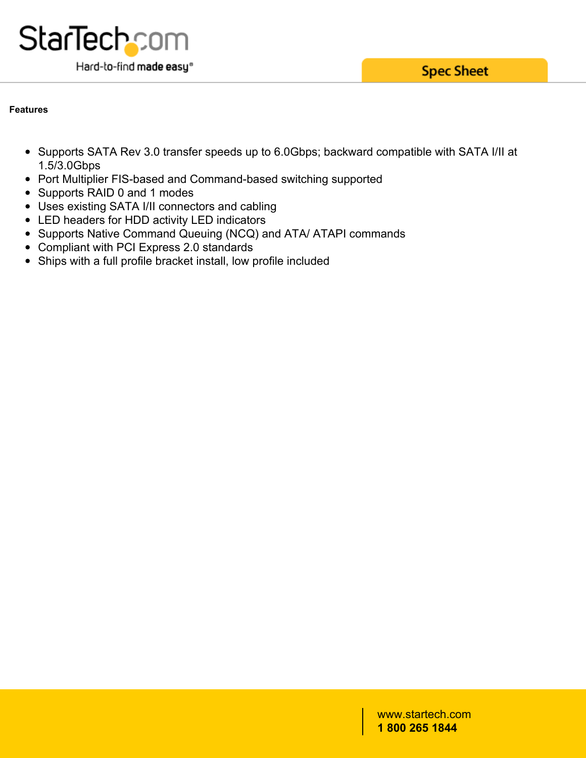**Features**

- Supports SATA Rev 3.0 transfer speeds up to 6.0Gbps; backward compatible with SATA I/II at 1.5/3.0Gbps
- Port Multiplier FIS-based and Command-based switching supported
- Supports RAID 0 and 1 modes
- Uses existing SATA I/II connectors and cabling
- LED headers for HDD activity LED indicators
- Supports Native Command Queuing (NCQ) and ATA/ ATAPI commands
- Compliant with PCI Express 2.0 standards
- Ships with a full profile bracket install, low profile included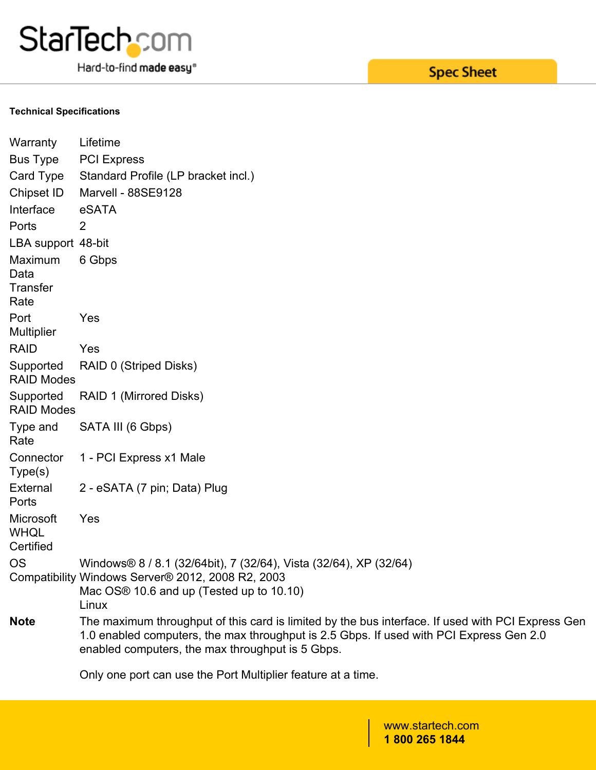**Technical Specifications**

| | |
|---|---|
| Warranty | Lifetime |
| Bus Type | PCI Express |
| Card Type | Standard Profile (LP bracket incl.) |
| Chipset ID | Marvell - 88SE9128 |
| Interface | eSATA |
| Ports | 2 |
| LBA support | 48-bit |
| Maximum Data Transfer Rate | 6 Gbps |
| Port Multiplier | Yes |
| RAID | Yes |
| Supported RAID Modes | RAID 0 (Striped Disks) |
| Supported RAID Modes | RAID 1 (Mirrored Disks) |
| Type and Rate | SATA III (6 Gbps) |
| Connector Type(s) | 1 - PCI Express x1 Male |
| External Ports | 2 - eSATA (7 pin; Data) Plug |
| Microsoft WHQL Certified | Yes |
| OS Compatibility | Windows® 8 / 8.1 (32/64bit), 7 (32/64), Vista (32/64), XP (32/64)<br>Windows Server® 2012, 2008 R2, 2003<br>Mac OS® 10.6 and up (Tested up to 10.10)<br>Linux |
| **Note** | The maximum throughput of this card is limited by the bus interface. If used with PCI Express Gen 1.0 enabled computers, the max throughput is 2.5 Gbps. If used with PCI Express Gen 2.0 enabled computers, the max throughput is 5 Gbps.<br><br>Only one port can use the Port Multiplier feature at a time. |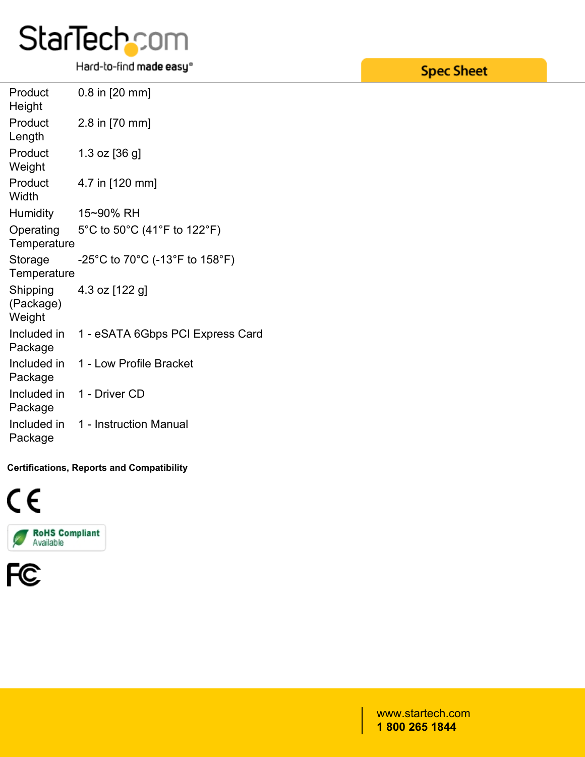| | |
|---|---|
| Product Height | 0.8 in [20 mm] |
| Product Length | 2.8 in [70 mm] |
| Product Weight | 1.3 oz [36 g] |
| Product Width | 4.7 in [120 mm] |
| Humidity | 15~90% RH |
| Operating Temperature | 5°C to 50°C (41°F to 122°F) |
| Storage Temperature | -25°C to 70°C (-13°F to 158°F) |
| Shipping (Package) Weight | 4.3 oz [122 g] |
| Included in Package | 1 - eSATA 6Gbps PCI Express Card |
| Included in Package | 1 - Low Profile Bracket |
| Included in Package | 1 - Driver CD |
| Included in Package | 1 - Instruction Manual |

**Certifications, Reports and Compatibility**

CE

RoHS Compliant Available

FC

www.startech.com
**1 800 265 1844**